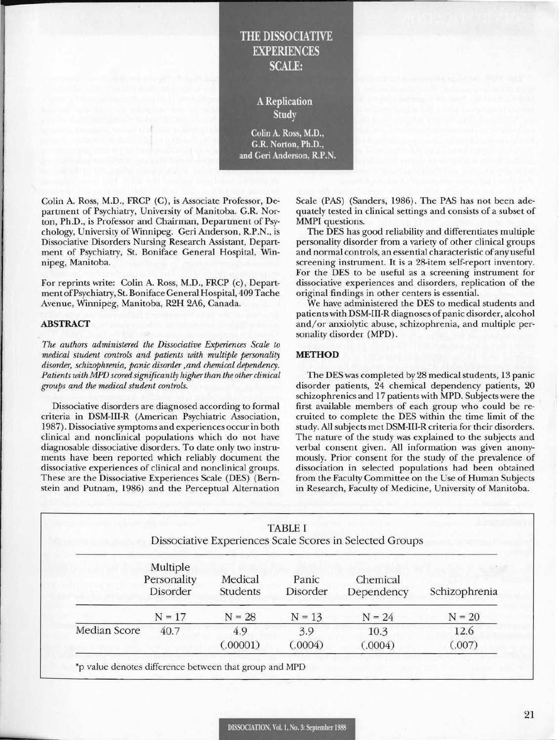# THE DISSOCIATIVE EXPERIENCES SCALE:

## A Replication Study

Colin A. Ross, M.D.,
G.R. Norton, Ph.D.,
and Geri Anderson, R.P.N.

Colin A. Ross, M.D., FRCP (C), is Associate Professor, Department of Psychiatry, University of Manitoba. G.R. Norton, Ph.D., is Professor and Chairman, Department of Psychology, University of Winnipeg. Geri Anderson, R.P.N., is Dissociative Disorders Nursing Research Assistant, Department of Psychiatry, St. Boniface General Hospital, Winnipeg, Manitoba.

For reprints write: Colin A. Ross, M.D., FRCP (c), Department of Psychiatry, St. Boniface General Hospital, 409 Tache Avenue, Winnipeg, Manitoba, R2H 2A6, Canada.

### ABSTRACT

*The authors administered the Dissociative Experiences Scale to medical student controls and patients with multiple personality disorder, schizophrenia, panic disorder, and chemical dependency. Patients with MPD scored significantly higher than the other clinical groups and the medical student controls.*

Dissociative disorders are diagnosed according to formal criteria in DSM-III-R (American Psychiatric Association, 1987). Dissociative symptoms and experiences occur in both clinical and nonclinical populations which do not have diagnosable dissociative disorders. To date only two instruments have been reported which reliably document the dissociative experiences of clinical and nonclinical groups. These are the Dissociative Experiences Scale (DES) (Bernstein and Putnam, 1986) and the Perceptual Alternation Scale (PAS) (Sanders, 1986). The PAS has not been adequately tested in clinical settings and consists of a subset of MMPI questions.

The DES has good reliability and differentiates multiple personality disorder from a variety of other clinical groups and normal controls, an essential characteristic of any useful screening instrument. It is a 28-item self-report inventory. For the DES to be useful as a screening instrument for dissociative experiences and disorders, replication of the original findings in other centers is essential.

We have administered the DES to medical students and patients with DSM-III-R diagnoses of panic disorder, alcohol and/or anxiolytic abuse, schizophrenia, and multiple personality disorder (MPD).

### METHOD

The DES was completed by 28 medical students, 13 panic disorder patients, 24 chemical dependency patients, 20 schizophrenics and 17 patients with MPD. Subjects were the first available members of each group who could be recruited to complete the DES within the time limit of the study. All subjects met DSM-III-R criteria for their disorders. The nature of the study was explained to the subjects and verbal consent given. All information was given anonymously. Prior consent for the study of the prevalence of dissociation in selected populations had been obtained from the Faculty Committee on the Use of Human Subjects in Research, Faculty of Medicine, University of Manitoba.

TABLE I
Dissociative Experiences Scale Scores in Selected Groups

| | Multiple Personality Disorder | Medical Students | Panic Disorder | Chemical Dependency | Schizophrenia |
|---|---|---|---|---|---|
| | N = 17 | N = 28 | N = 13 | N = 24 | N = 20 |
| Median Score | 40.7 | 4.9 | 3.9 | 10.3 | 12.6 |
| | | (.00001) | (.0004) | (.0004) | (.007) |

*p value denotes difference between that group and MPD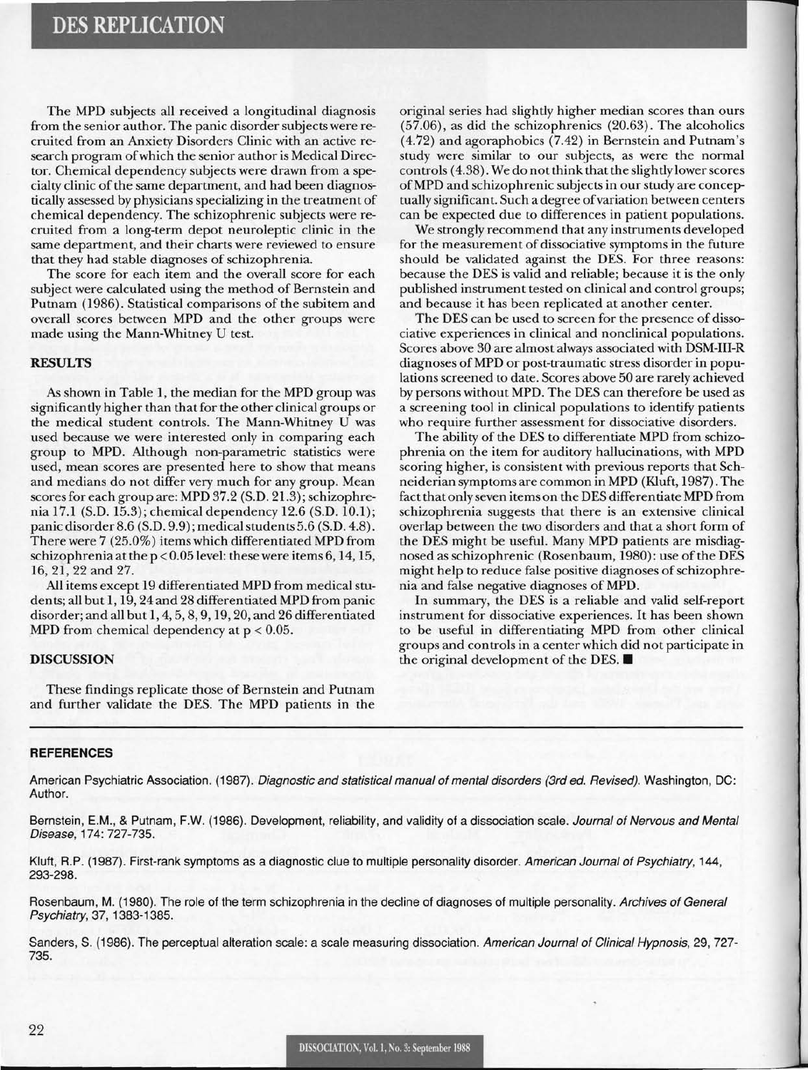The MPD subjects all received a longitudinal diagnosis from the senior author. The panic disorder subjects were recruited from an Anxiety Disorders Clinic with an active research program of which the senior author is Medical Director. Chemical dependency subjects were drawn from a specialty clinic of the same department, and had been diagnostically assessed by physicians specializing in the treatment of chemical dependency. The schizophrenic subjects were recruited from a long-term depot neuroleptic clinic in the same department, and their charts were reviewed to ensure that they had stable diagnoses of schizophrenia.

The score for each item and the overall score for each subject were calculated using the method of Bernstein and Putnam (1986). Statistical comparisons of the subitem and overall scores between MPD and the other groups were made using the Mann-Whitney U test.

## RESULTS

As shown in Table 1, the median for the MPD group was significantly higher than that for the other clinical groups or the medical student controls. The Mann-Whitney U was used because we were interested only in comparing each group to MPD. Although non-parametric statistics were used, mean scores are presented here to show that means and medians do not differ very much for any group. Mean scores for each group are: MPD 37.2 (S.D. 21.3); schizophrenia 17.1 (S.D. 15.3); chemical dependency 12.6 (S.D. 10.1); panic disorder 8.6 (S.D. 9.9); medical students 5.6 (S.D. 4.8). There were 7 (25.0%) items which differentiated MPD from schizophrenia at the $p < 0.05$ level: these were items 6, 14, 15, 16, 21, 22 and 27.

All items except 19 differentiated MPD from medical students; all but 1, 19, 24 and 28 differentiated MPD from panic disorder; and all but 1, 4, 5, 8, 9, 19, 20, and 26 differentiated MPD from chemical dependency at $p < 0.05$.

## DISCUSSION

These findings replicate those of Bernstein and Putnam and further validate the DES. The MPD patients in the original series had slightly higher median scores than ours (57.06), as did the schizophrenics (20.63). The alcoholics (4.72) and agoraphobics (7.42) in Bernstein and Putnam's study were similar to our subjects, as were the normal controls (4.38). We do not think that the slightly lower scores of MPD and schizophrenic subjects in our study are conceptually significant. Such a degree of variation between centers can be expected due to differences in patient populations.

We strongly recommend that any instruments developed for the measurement of dissociative symptoms in the future should be validated against the DES. For three reasons: because the DES is valid and reliable; because it is the only published instrument tested on clinical and control groups; and because it has been replicated at another center.

The DES can be used to screen for the presence of dissociative experiences in clinical and nonclinical populations. Scores above 30 are almost always associated with DSM-III-R diagnoses of MPD or post-traumatic stress disorder in populations screened to date. Scores above 50 are rarely achieved by persons without MPD. The DES can therefore be used as a screening tool in clinical populations to identify patients who require further assessment for dissociative disorders.

The ability of the DES to differentiate MPD from schizophrenia on the item for auditory hallucinations, with MPD scoring higher, is consistent with previous reports that Schneiderian symptoms are common in MPD (Kluft, 1987). The fact that only seven items on the DES differentiate MPD from schizophrenia suggests that there is an extensive clinical overlap between the two disorders and that a short form of the DES might be useful. Many MPD patients are misdiagnosed as schizophrenic (Rosenbaum, 1980): use of the DES might help to reduce false positive diagnoses of schizophrenia and false negative diagnoses of MPD.

In summary, the DES is a reliable and valid self-report instrument for dissociative experiences. It has been shown to be useful in differentiating MPD from other clinical groups and controls in a center which did not participate in the original development of the DES. ■

## REFERENCES

American Psychiatric Association. (1987). *Diagnostic and statistical manual of mental disorders (3rd ed. Revised).* Washington, DC: Author.

Bernstein, E.M., & Putnam, F.W. (1986). Development, reliability, and validity of a dissociation scale. *Journal of Nervous and Mental Disease*, 174: 727-735.

Kluft, R.P. (1987). First-rank symptoms as a diagnostic clue to multiple personality disorder. *American Journal of Psychiatry*, 144, 293-298.

Rosenbaum, M. (1980). The role of the term schizophrenia in the decline of diagnoses of multiple personality. *Archives of General Psychiatry*, 37, 1383-1385.

Sanders, S. (1986). The perceptual alteration scale: a scale measuring dissociation. *American Journal of Clinical Hypnosis*, 29, 727-735.